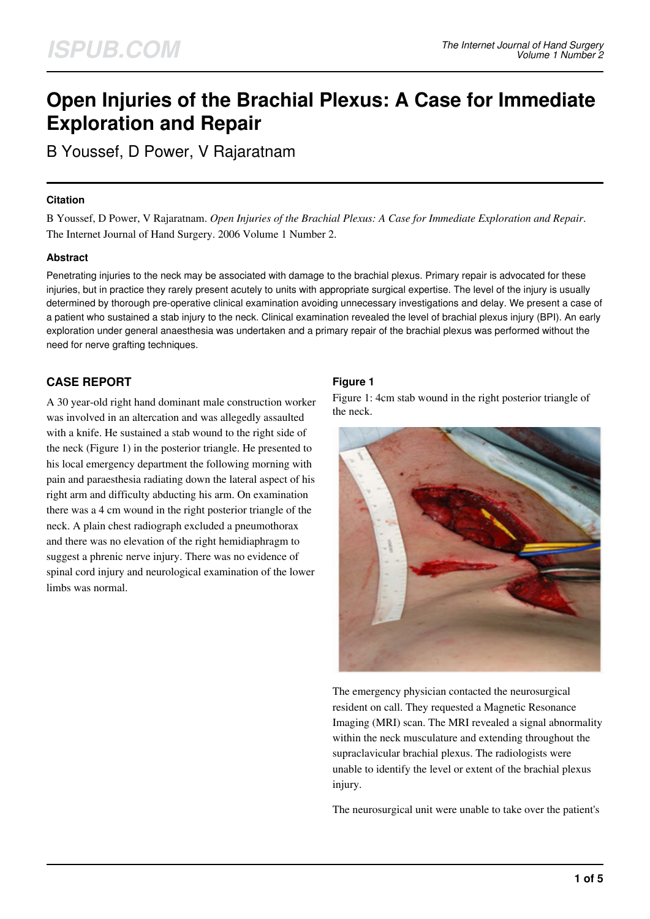# Open Injuries of the Brachial Plexus: A Case for Immediate Exploration and Repair

B Youssef, D Power, V Rajaratnam

### Citation

B Youssef, D Power, V Rajaratnam. *Open Injuries of the Brachial Plexus: A Case for Immediate Exploration and Repair*. The Internet Journal of Hand Surgery. 2006 Volume 1 Number 2.

### Abstract

Penetrating injuries to the neck may be associated with damage to the brachial plexus. Primary repair is advocated for these injuries, but in practice they rarely present acutely to units with appropriate surgical expertise. The level of the injury is usually determined by thorough pre-operative clinical examination avoiding unnecessary investigations and delay. We present a case of a patient who sustained a stab injury to the neck. Clinical examination revealed the level of brachial plexus injury (BPI). An early exploration under general anaesthesia was undertaken and a primary repair of the brachial plexus was performed without the need for nerve grafting techniques.

## CASE REPORT

A 30 year-old right hand dominant male construction worker was involved in an altercation and was allegedly assaulted with a knife. He sustained a stab wound to the right side of the neck (Figure 1) in the posterior triangle. He presented to his local emergency department the following morning with pain and paraesthesia radiating down the lateral aspect of his right arm and difficulty abducting his arm. On examination there was a 4 cm wound in the right posterior triangle of the neck. A plain chest radiograph excluded a pneumothorax and there was no elevation of the right hemidiaphragm to suggest a phrenic nerve injury. There was no evidence of spinal cord injury and neurological examination of the lower limbs was normal.

### Figure 1

Figure 1: 4cm stab wound in the right posterior triangle of the neck.

The emergency physician contacted the neurosurgical resident on call. They requested a Magnetic Resonance Imaging (MRI) scan. The MRI revealed a signal abnormality within the neck musculature and extending throughout the supraclavicular brachial plexus. The radiologists were unable to identify the level or extent of the brachial plexus injury.

The neurosurgical unit were unable to take over the patient's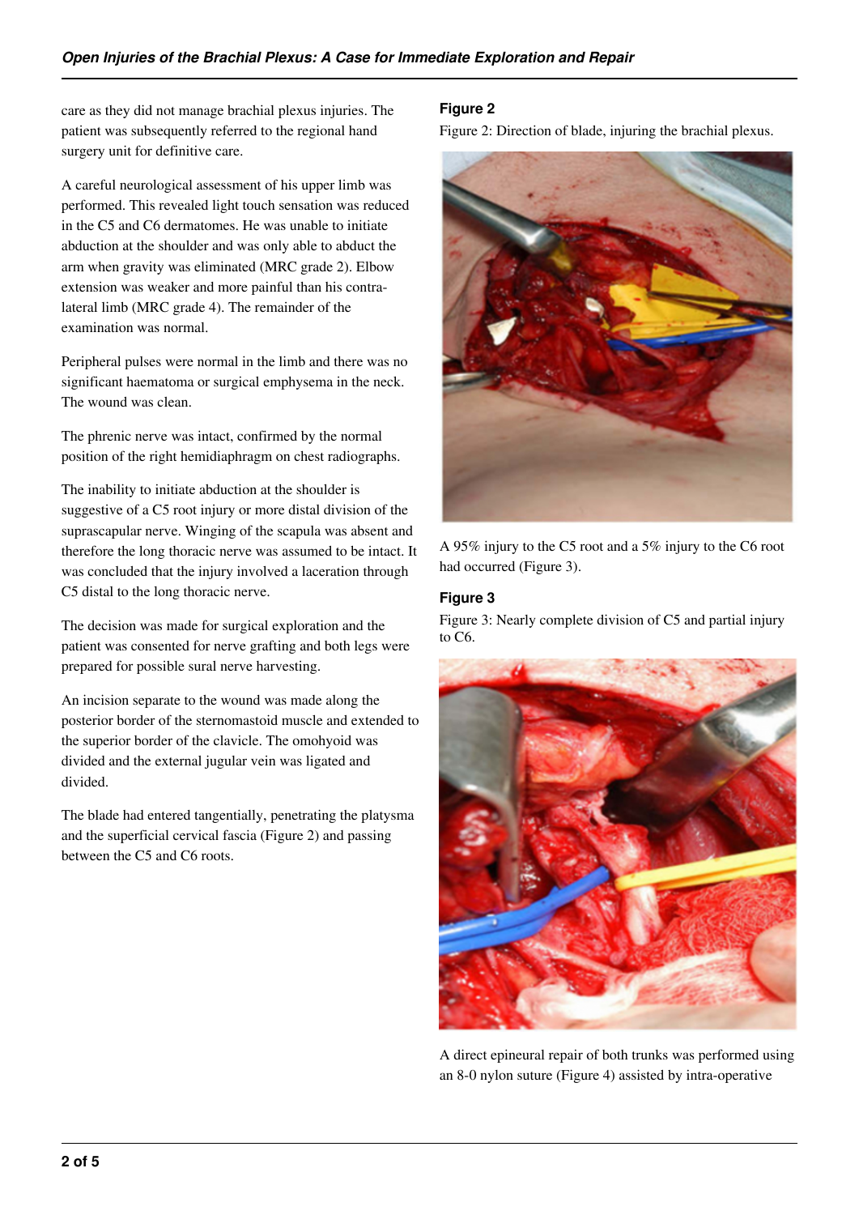care as they did not manage brachial plexus injuries. The patient was subsequently referred to the regional hand surgery unit for definitive care.

A careful neurological assessment of his upper limb was performed. This revealed light touch sensation was reduced in the C5 and C6 dermatomes. He was unable to initiate abduction at the shoulder and was only able to abduct the arm when gravity was eliminated (MRC grade 2). Elbow extension was weaker and more painful than his contralateral limb (MRC grade 4). The remainder of the examination was normal.

Peripheral pulses were normal in the limb and there was no significant haematoma or surgical emphysema in the neck. The wound was clean.

The phrenic nerve was intact, confirmed by the normal position of the right hemidiaphragm on chest radiographs.

The inability to initiate abduction at the shoulder is suggestive of a C5 root injury or more distal division of the suprascapular nerve. Winging of the scapula was absent and therefore the long thoracic nerve was assumed to be intact. It was concluded that the injury involved a laceration through C5 distal to the long thoracic nerve.

The decision was made for surgical exploration and the patient was consented for nerve grafting and both legs were prepared for possible sural nerve harvesting.

An incision separate to the wound was made along the posterior border of the sternomastoid muscle and extended to the superior border of the clavicle. The omohyoid was divided and the external jugular vein was ligated and divided.

The blade had entered tangentially, penetrating the platysma and the superficial cervical fascia (Figure 2) and passing between the C5 and C6 roots.

**Figure 2**

Figure 2: Direction of blade, injuring the brachial plexus.

A 95% injury to the C5 root and a 5% injury to the C6 root had occurred (Figure 3).

**Figure 3**

Figure 3: Nearly complete division of C5 and partial injury to C6.

A direct epineural repair of both trunks was performed using an 8-0 nylon suture (Figure 4) assisted by intra-operative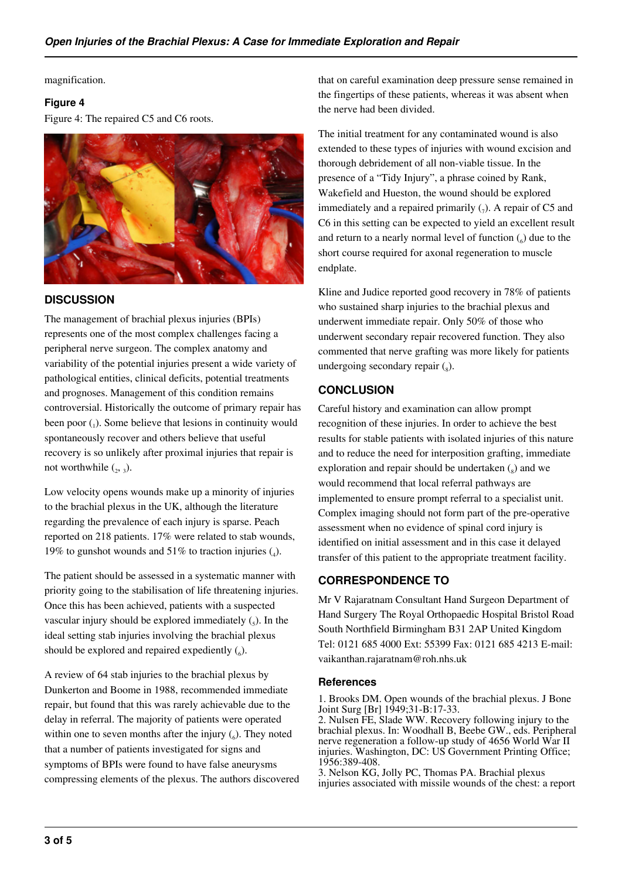magnification.

### Figure 4

Figure 4: The repaired C5 and C6 roots.

## DISCUSSION

The management of brachial plexus injuries (BPIs) represents one of the most complex challenges facing a peripheral nerve surgeon. The complex anatomy and variability of the potential injuries present a wide variety of pathological entities, clinical deficits, potential treatments and prognoses. Management of this condition remains controversial. Historically the outcome of primary repair has been poor (1). Some believe that lesions in continuity would spontaneously recover and others believe that useful recovery is so unlikely after proximal injuries that repair is not worthwhile (2, 3).

Low velocity opens wounds make up a minority of injuries to the brachial plexus in the UK, although the literature regarding the prevalence of each injury is sparse. Peach reported on 218 patients. 17% were related to stab wounds, 19% to gunshot wounds and 51% to traction injuries (4).

The patient should be assessed in a systematic manner with priority going to the stabilisation of life threatening injuries. Once this has been achieved, patients with a suspected vascular injury should be explored immediately (5). In the ideal setting stab injuries involving the brachial plexus should be explored and repaired expediently (6).

A review of 64 stab injuries to the brachial plexus by Dunkerton and Boome in 1988, recommended immediate repair, but found that this was rarely achievable due to the delay in referral. The majority of patients were operated within one to seven months after the injury (6). They noted that a number of patients investigated for signs and symptoms of BPIs were found to have false aneurysms compressing elements of the plexus. The authors discovered that on careful examination deep pressure sense remained in the fingertips of these patients, whereas it was absent when the nerve had been divided.

The initial treatment for any contaminated wound is also extended to these types of injuries with wound excision and thorough debridement of all non-viable tissue. In the presence of a "Tidy Injury", a phrase coined by Rank, Wakefield and Hueston, the wound should be explored immediately and a repaired primarily (7). A repair of C5 and C6 in this setting can be expected to yield an excellent result and return to a nearly normal level of function (6) due to the short course required for axonal regeneration to muscle endplate.

Kline and Judice reported good recovery in 78% of patients who sustained sharp injuries to the brachial plexus and underwent immediate repair. Only 50% of those who underwent secondary repair recovered function. They also commented that nerve grafting was more likely for patients undergoing secondary repair (8).

## CONCLUSION

Careful history and examination can allow prompt recognition of these injuries. In order to achieve the best results for stable patients with isolated injuries of this nature and to reduce the need for interposition grafting, immediate exploration and repair should be undertaken (8) and we would recommend that local referral pathways are implemented to ensure prompt referral to a specialist unit. Complex imaging should not form part of the pre-operative assessment when no evidence of spinal cord injury is identified on initial assessment and in this case it delayed transfer of this patient to the appropriate treatment facility.

## CORRESPONDENCE TO

Mr V Rajaratnam Consultant Hand Surgeon Department of Hand Surgery The Royal Orthopaedic Hospital Bristol Road South Northfield Birmingham B31 2AP United Kingdom Tel: 0121 685 4000 Ext: 55399 Fax: 0121 685 4213 E-mail: vaikanthan.rajaratnam@roh.nhs.uk

### References

1. Brooks DM. Open wounds of the brachial plexus. J Bone Joint Surg [Br] 1949;31-B:17-33.
2. Nulsen FE, Slade WW. Recovery following injury to the brachial plexus. In: Woodhall B, Beebe GW., eds. Peripheral nerve regeneration a follow-up study of 4656 World War II injuries. Washington, DC: US Government Printing Office; 1956:389-408.
3. Nelson KG, Jolly PC, Thomas PA. Brachial plexus injuries associated with missile wounds of the chest: a report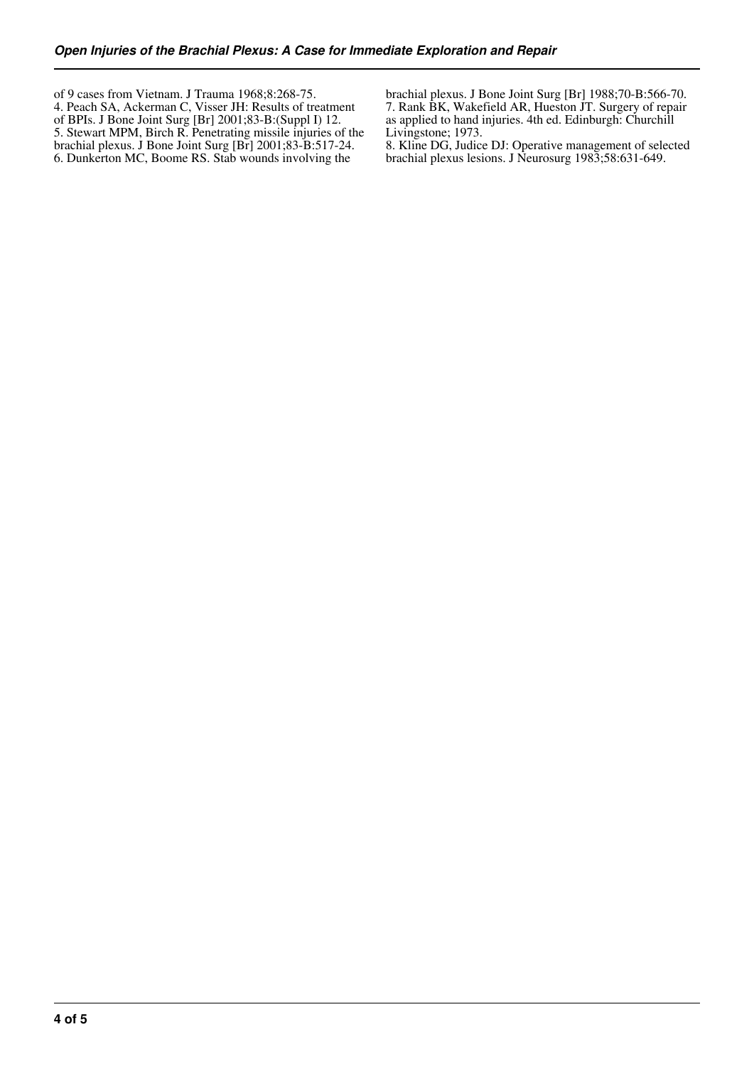of 9 cases from Vietnam. J Trauma 1968;8:268-75.

4. Peach SA, Ackerman C, Visser JH: Results of treatment of BPIs. J Bone Joint Surg [Br] 2001;83-B:(Suppl I) 12.

5. Stewart MPM, Birch R. Penetrating missile injuries of the brachial plexus. J Bone Joint Surg [Br] 2001;83-B:517-24.

6. Dunkerton MC, Boome RS. Stab wounds involving the brachial plexus. J Bone Joint Surg [Br] 1988;70-B:566-70.

7. Rank BK, Wakefield AR, Hueston JT. Surgery of repair as applied to hand injuries. 4th ed. Edinburgh: Churchill Livingstone; 1973.

8. Kline DG, Judice DJ: Operative management of selected brachial plexus lesions. J Neurosurg 1983;58:631-649.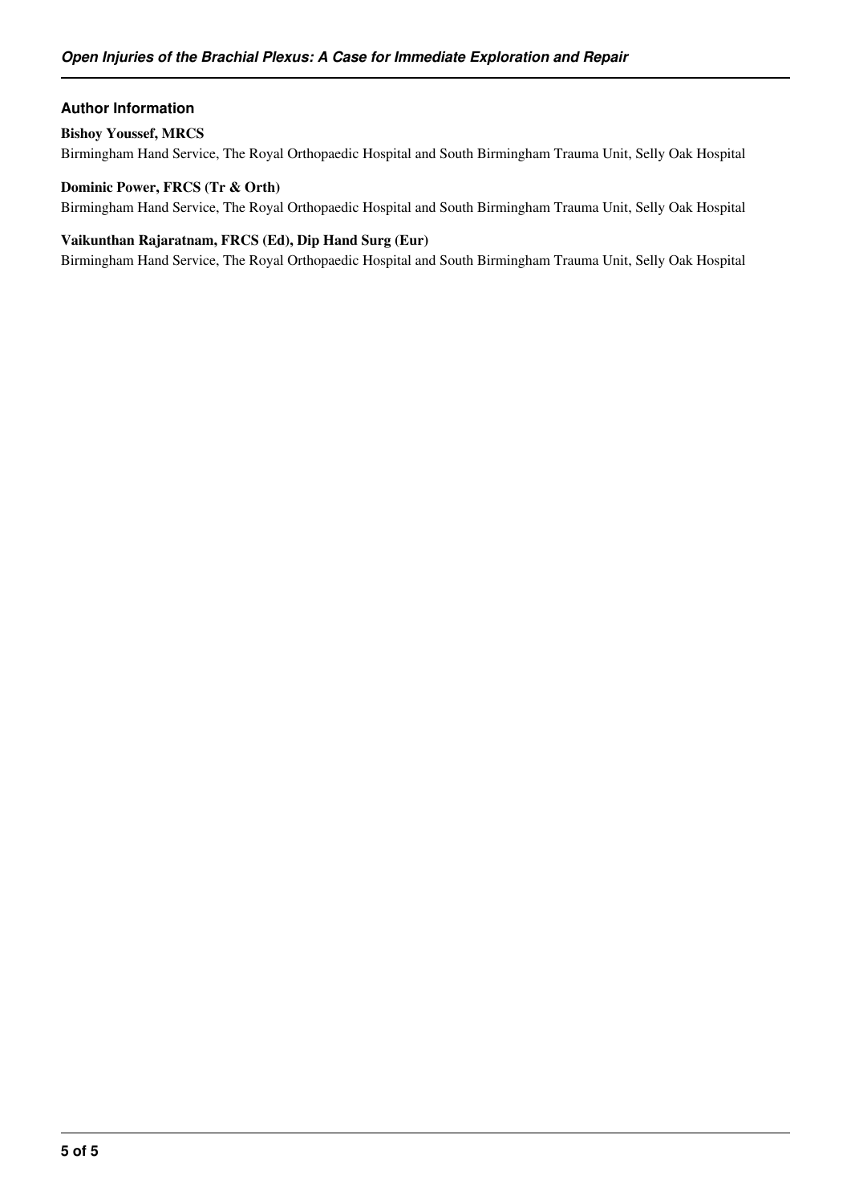## Author Information

**Bishoy Youssef, MRCS**
Birmingham Hand Service, The Royal Orthopaedic Hospital and South Birmingham Trauma Unit, Selly Oak Hospital

**Dominic Power, FRCS (Tr & Orth)**
Birmingham Hand Service, The Royal Orthopaedic Hospital and South Birmingham Trauma Unit, Selly Oak Hospital

**Vaikunthan Rajaratnam, FRCS (Ed), Dip Hand Surg (Eur)**
Birmingham Hand Service, The Royal Orthopaedic Hospital and South Birmingham Trauma Unit, Selly Oak Hospital